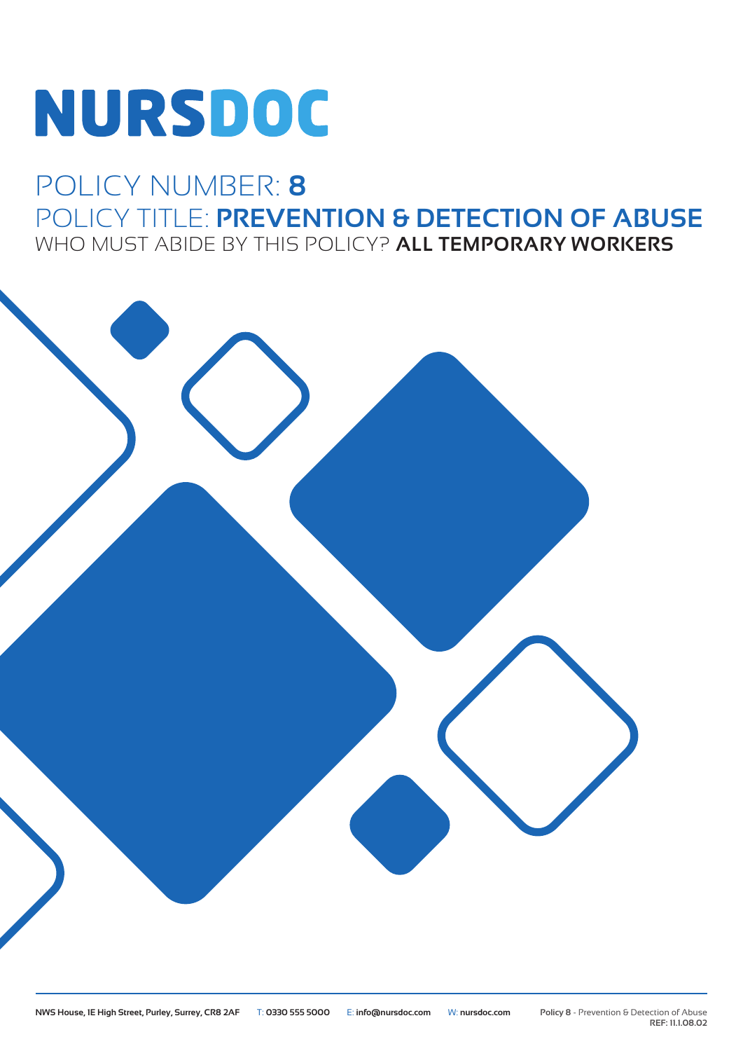# NURSDOC

## POLICY NUMBER: **8**

## POLICY TITLE: **PREVENTION & DETECTION OF ABUSE**

WHO MUST ABIDE BY THIS POLICY? **ALL TEMPORARY WORKERS**

**NWS House, 1E High Street, Purley, Surrey, CR8 2AF** T: **0330 555 5000** E: **info@nursdoc.com** W: **nursdoc.com**

**Policy 8** - Prevention & Detection of Abuse
**REF: 11.1.08.02**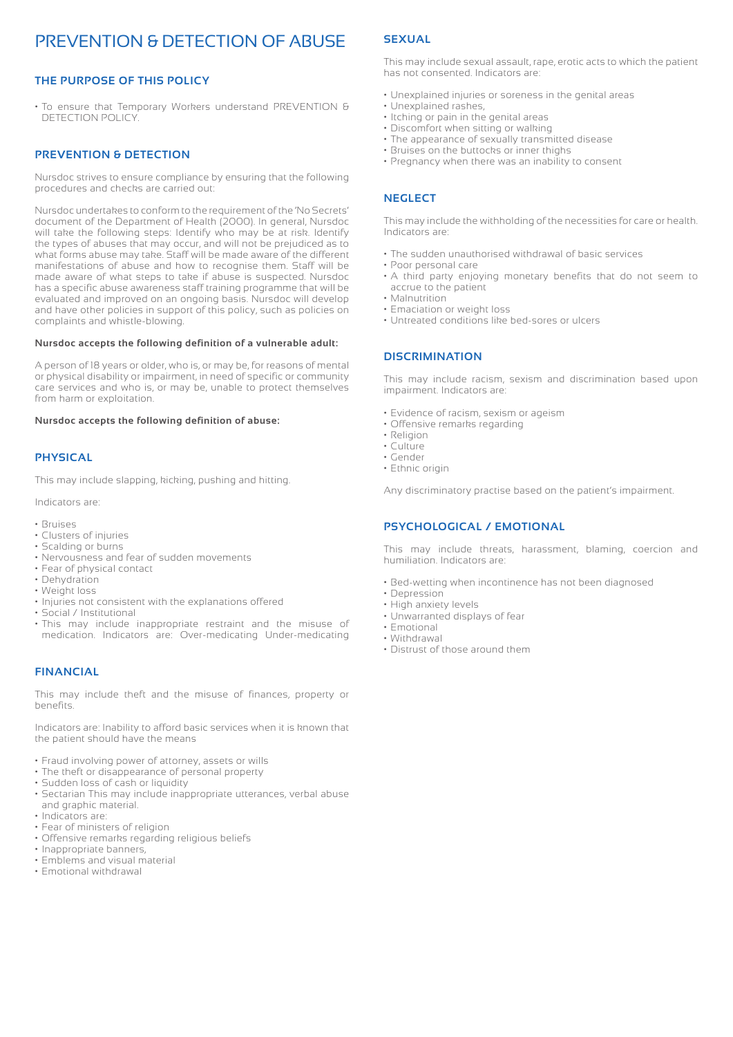# PREVENTION & DETECTION OF ABUSE

## THE PURPOSE OF THIS POLICY

- To ensure that Temporary Workers understand PREVENTION & DETECTION POLICY.

## PREVENTION & DETECTION

Nursdoc strives to ensure compliance by ensuring that the following procedures and checks are carried out:

Nursdoc undertakes to conform to the requirement of the 'No Secrets' document of the Department of Health (2000). In general, Nursdoc will take the following steps: Identify who may be at risk. Identify the types of abuses that may occur, and will not be prejudiced as to what forms abuse may take. Staff will be made aware of the different manifestations of abuse and how to recognise them. Staff will be made aware of what steps to take if abuse is suspected. Nursdoc has a specific abuse awareness staff training programme that will be evaluated and improved on an ongoing basis. Nursdoc will develop and have other policies in support of this policy, such as policies on complaints and whistle-blowing.

**Nursdoc accepts the following definition of a vulnerable adult:**

A person of 18 years or older, who is, or may be, for reasons of mental or physical disability or impairment, in need of specific or community care services and who is, or may be, unable to protect themselves from harm or exploitation.

**Nursdoc accepts the following definition of abuse:**

## PHYSICAL

This may include slapping, kicking, pushing and hitting.

Indicators are:

- Bruises
- Clusters of injuries
- Scalding or burns
- Nervousness and fear of sudden movements
- Fear of physical contact
- Dehydration
- Weight loss
- Injuries not consistent with the explanations offered
- Social / Institutional
- This may include inappropriate restraint and the misuse of medication. Indicators are: Over-medicating Under-medicating

## FINANCIAL

This may include theft and the misuse of finances, property or benefits.

Indicators are: Inability to afford basic services when it is known that the patient should have the means

- Fraud involving power of attorney, assets or wills
- The theft or disappearance of personal property
- Sudden loss of cash or liquidity
- Sectarian This may include inappropriate utterances, verbal abuse and graphic material.
- Indicators are:
- Fear of ministers of religion
- Offensive remarks regarding religious beliefs
- Inappropriate banners,
- Emblems and visual material
- Emotional withdrawal

## SEXUAL

This may include sexual assault, rape, erotic acts to which the patient has not consented. Indicators are:

- Unexplained injuries or soreness in the genital areas
- Unexplained rashes,
- Itching or pain in the genital areas
- Discomfort when sitting or walking
- The appearance of sexually transmitted disease
- Bruises on the buttocks or inner thighs
- Pregnancy when there was an inability to consent

## NEGLECT

This may include the withholding of the necessities for care or health. Indicators are:

- The sudden unauthorised withdrawal of basic services
- Poor personal care
- A third party enjoying monetary benefits that do not seem to accrue to the patient
- Malnutrition
- Emaciation or weight loss
- Untreated conditions like bed-sores or ulcers

## DISCRIMINATION

This may include racism, sexism and discrimination based upon impairment. Indicators are:

- Evidence of racism, sexism or ageism
- Offensive remarks regarding
- Religion
- Culture
- Gender
- Ethnic origin

Any discriminatory practise based on the patient's impairment.

## PSYCHOLOGICAL / EMOTIONAL

This may include threats, harassment, blaming, coercion and humiliation. Indicators are:

- Bed-wetting when incontinence has not been diagnosed
- Depression
- High anxiety levels
- Unwarranted displays of fear
- Emotional
- Withdrawal
- Distrust of those around them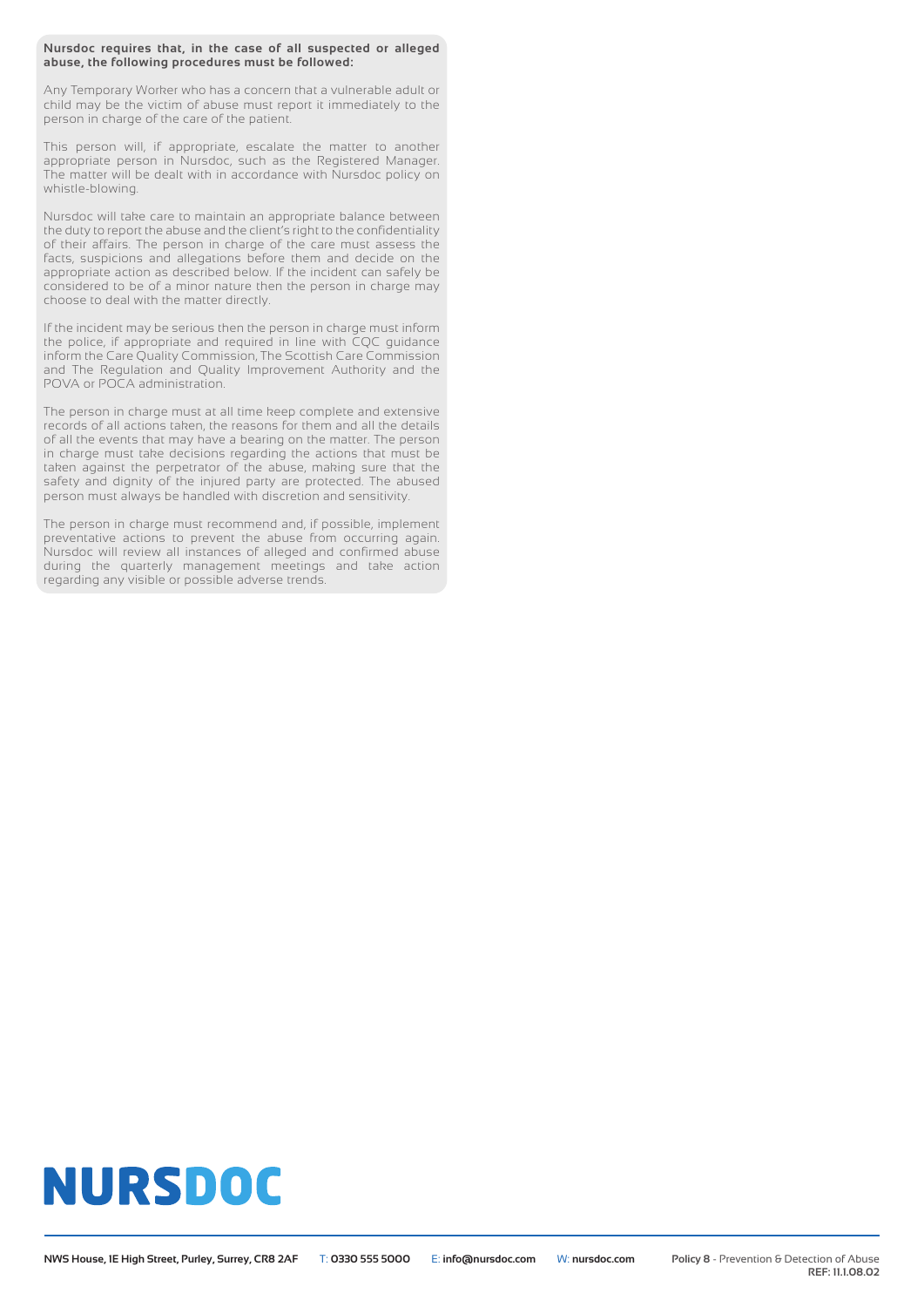**Nursdoc requires that, in the case of all suspected or alleged abuse, the following procedures must be followed:**

Any Temporary Worker who has a concern that a vulnerable adult or child may be the victim of abuse must report it immediately to the person in charge of the care of the patient.

This person will, if appropriate, escalate the matter to another appropriate person in Nursdoc, such as the Registered Manager. The matter will be dealt with in accordance with Nursdoc policy on whistle-blowing.

Nursdoc will take care to maintain an appropriate balance between the duty to report the abuse and the client's right to the confidentiality of their affairs. The person in charge of the care must assess the facts, suspicions and allegations before them and decide on the appropriate action as described below. If the incident can safely be considered to be of a minor nature then the person in charge may choose to deal with the matter directly.

If the incident may be serious then the person in charge must inform the police, if appropriate and required in line with CQC guidance inform the Care Quality Commission, The Scottish Care Commission and The Regulation and Quality Improvement Authority and the POVA or POCA administration.

The person in charge must at all time keep complete and extensive records of all actions taken, the reasons for them and all the details of all the events that may have a bearing on the matter. The person in charge must take decisions regarding the actions that must be taken against the perpetrator of the abuse, making sure that the safety and dignity of the injured party are protected. The abused person must always be handled with discretion and sensitivity.

The person in charge must recommend and, if possible, implement preventative actions to prevent the abuse from occurring again. Nursdoc will review all instances of alleged and confirmed abuse during the quarterly management meetings and take action regarding any visible or possible adverse trends.